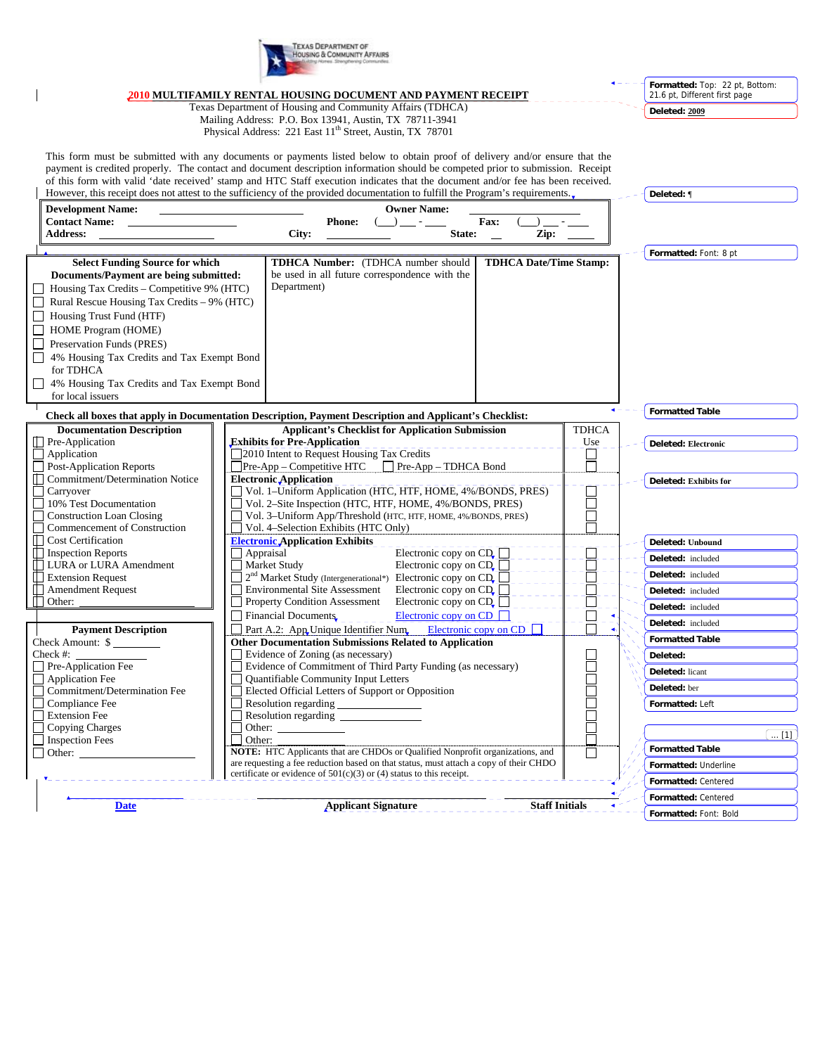Texas Department of Housing & Community Affairs

# 2010 MULTIFAMILY RENTAL HOUSING DOCUMENT AND PAYMENT RECEIPT

Texas Department of Housing and Community Affairs (TDHCA)
Mailing Address: P.O. Box 13941, Austin, TX 78711-3941
Physical Address: 221 East 11th Street, Austin, TX 78701

This form must be submitted with any documents or payments listed below to obtain proof of delivery and/or ensure that the payment is credited properly. The contact and document description information should be competed prior to submission. Receipt of this form with valid 'date received' stamp and HTC Staff execution indicates that the document and/or fee has been received. However, this receipt does not attest to the sufficiency of the provided documentation to fulfill the Program's requirements.

| | | | |
|---|---|---|---|
| **Development Name:** ____________ | | **Owner Name:** ____________ | |
| **Contact Name:** ____________ | **Phone:** (___) ___ - ____ | | **Fax:** (___) ___ - ____ |
| **Address:** ____________ | **City:** ____________ | **State:** __ | **Zip:** ____ |

| Select Funding Source for which Documents/Payment are being submitted: | TDHCA Number: (TDHCA number should be used in all future correspondence with the Department) | TDHCA Date/Time Stamp: |
|---|---|---|
| ☐ Housing Tax Credits – Competitive 9% (HTC)<br>☐ Rural Rescue Housing Tax Credits – 9% (HTC)<br>☐ Housing Trust Fund (HTF)<br>☐ HOME Program (HOME)<br>☐ Preservation Funds (PRES)<br>☐ 4% Housing Tax Credits and Tax Exempt Bond for TDHCA<br>☐ 4% Housing Tax Credits and Tax Exempt Bond for local issuers | | |

**Check all boxes that apply in Documentation Description, Payment Description and Applicant's Checklist:**

**Documentation Description**

- ☐ Pre-Application
- ☐ Application
- ☐ Post-Application Reports
- ☐ Commitment/Determination Notice
- ☐ Carryover
- ☐ 10% Test Documentation
- ☐ Construction Loan Closing
- ☐ Commencement of Construction
- ☐ Cost Certification
- ☐ Inspection Reports
- ☐ LURA or LURA Amendment
- ☐ Extension Request
- ☐ Amendment Request
- ☐ Other: ____________

**Payment Description**

Check Amount: $ ________
Check #: ________

- ☐ Pre-Application Fee
- ☐ Application Fee
- ☐ Commitment/Determination Fee
- ☐ Compliance Fee
- ☐ Extension Fee
- ☐ Copying Charges
- ☐ Inspection Fees
- ☐ Other: ____________

| Applicant's Checklist for Application Submission | | TDHCA Use |
|---|---|---|
| **Exhibits for Pre-Application** | | |
| ☐ 2010 Intent to Request Housing Tax Credits | | ☐ |
| ☐ Pre-App – Competitive HTC | ☐ Pre-App – TDHCA Bond | ☐ |
| **Electronic Application** | | |
| ☐ Vol. 1–Uniform Application (HTC, HTF, HOME, 4%/BONDS, PRES) | | ☐ |
| ☐ Vol. 2–Site Inspection (HTC, HTF, HOME, 4%/BONDS, PRES) | | ☐ |
| ☐ Vol. 3–Uniform App/Threshold (HTC, HTF, HOME, 4%/BONDS, PRES) | | ☐ |
| ☐ Vol. 4–Selection Exhibits (HTC Only) | | ☐ |
| **Electronic Application Exhibits** | | |
| ☐ Appraisal | Electronic copy on CD ☐ | ☐ |
| ☐ Market Study | Electronic copy on CD ☐ | ☐ |
| ☐ 2nd Market Study (Intergenerational*) | Electronic copy on CD ☐ | ☐ |
| ☐ Environmental Site Assessment | Electronic copy on CD ☐ | ☐ |
| ☐ Property Condition Assessment | Electronic copy on CD ☐ | ☐ |
| ☐ Financial Documents | Electronic copy on CD ☐ | ☐ |
| ☐ Part A.2: App Unique Identifier Num | Electronic copy on CD ☐ | ☐ |
| **Other Documentation Submissions Related to Application** | | |
| ☐ Evidence of Zoning (as necessary) | | ☐ |
| ☐ Evidence of Commitment of Third Party Funding (as necessary) | | ☐ |
| ☐ Quantifiable Community Input Letters | | ☐ |
| ☐ Elected Official Letters of Support or Opposition | | ☐ |
| ☐ Resolution regarding ____________ | | ☐ |
| ☐ Resolution regarding ____________ | | ☐ |
| ☐ Other: ____________ | | ☐ |
| ☐ Other: ____________ | | ☐ |
| **NOTE:** HTC Applicants that are CHDOs or Qualified Nonprofit organizations, and are requesting a fee reduction based on that status, must attach a copy of their CHDO certificate or evidence of 501(c)(3) or (4) status to this receipt. | | ☐ |

| ____________ | ____________ | ____________ |
|---|---|---|
| **Date** | **Applicant Signature** | **Staff Initials** |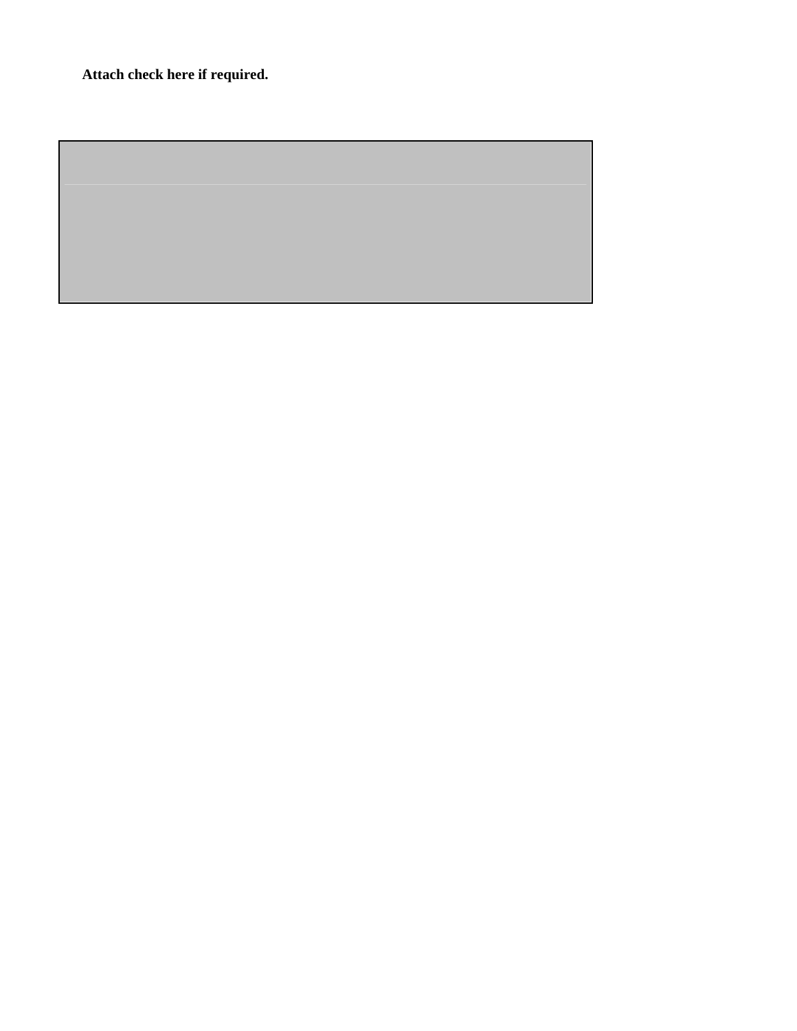**Attach check here if required.**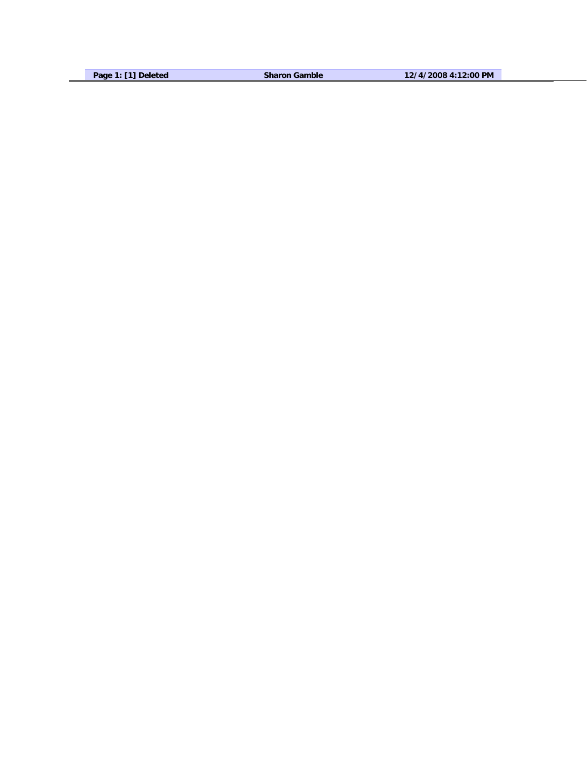| Page 1: [1] Deleted | Sharon Gamble | 12/4/2008 4:12:00 PM |
| --- | --- | --- |